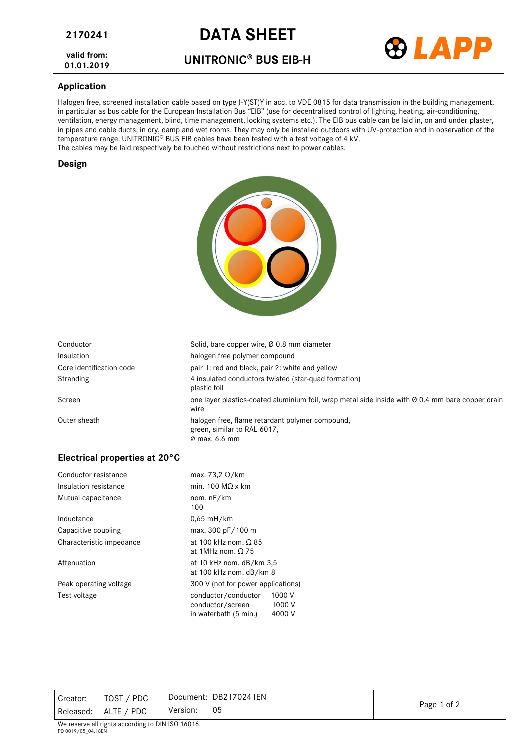| 2170241 | DATA SHEET |
|---|---|
| valid from: 01.01.2019 | UNITRONIC® BUS EIB-H |

## Application

Halogen free, screened installation cable based on type J-Y(ST)Y in acc. to VDE 0815 for data transmission in the building management, in particular as bus cable for the European Installation Bus "EIB" (use for decentralised control of lighting, heating, air-conditioning, ventilation, energy management, blind, time management, locking systems etc.). The EIB bus cable can be laid in, on and under plaster, in pipes and cable ducts, in dry, damp and wet rooms. They may only be installed outdoors with UV-protection and in observation of the temperature range. UNITRONIC® BUS EIB cables have been tested with a test voltage of 4 kV.
The cables may be laid respectively be touched without restrictions next to power cables.

## Design

| | |
|---|---|
| Conductor | Solid, bare copper wire, Ø 0.8 mm diameter |
| Insulation | halogen free polymer compound |
| Core identification code | pair 1: red and black, pair 2: white and yellow |
| Stranding | 4 insulated conductors twisted (star-quad formation)<br>plastic foil |
| Screen | one layer plastics-coated aluminium foil, wrap metal side inside with Ø 0.4 mm bare copper drain wire |
| Outer sheath | halogen free, flame retardant polymer compound,<br>green, similar to RAL 6017,<br>Ø max. 6.6 mm |

## Electrical properties at 20°C

| | |
|---|---|
| Conductor resistance | max. 73,2 Ω/km |
| Insulation resistance | min. 100 MΩ x km |
| Mutual capacitance | nom. nF/km<br>100 |
| Inductance | 0,65 mH/km |
| Capacitive coupling | max. 300 pF/100 m |
| Characteristic impedance | at 100 kHz nom. Ω 85<br>at 1MHz nom. Ω 75 |
| Attenuation | at 10 kHz nom. dB/km 3,5<br>at 100 kHz nom. dB/km 8 |
| Peak operating voltage | 300 V (not for power applications) |
| Test voltage | conductor/conductor 1000 V<br>conductor/screen 1000 V<br>in waterbath (5 min.) 4000 V |

| | | | |
|---|---|---|---|
| Creator: | TOST / PDC | Document: | DB2170241EN |
| Released: | ALTE / PDC | Version: | 05 |

We reserve all rights according to DIN ISO 16016.
PD 0019/05_04.18EN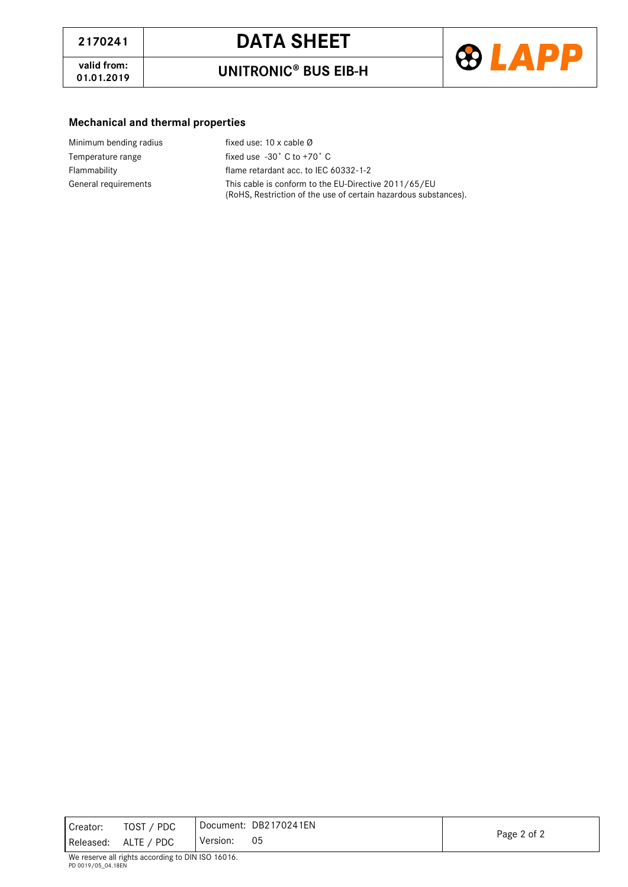## Mechanical and thermal properties

| | |
|---|---|
| Minimum bending radius | fixed use: 10 x cable Ø |
| Temperature range | fixed use -30° C to +70° C |
| Flammability | flame retardant acc. to IEC 60332-1-2 |
| General requirements | This cable is conform to the EU-Directive 2011/65/EU (RoHS, Restriction of the use of certain hazardous substances). |

| | | |
|---|---|---|
| Creator: TOST / PDC | Document: DB2170241EN | |
| Released: ALTE / PDC | Version: 05 | |

We reserve all rights according to DIN ISO 16016.

PD 0019/05_04.18EN